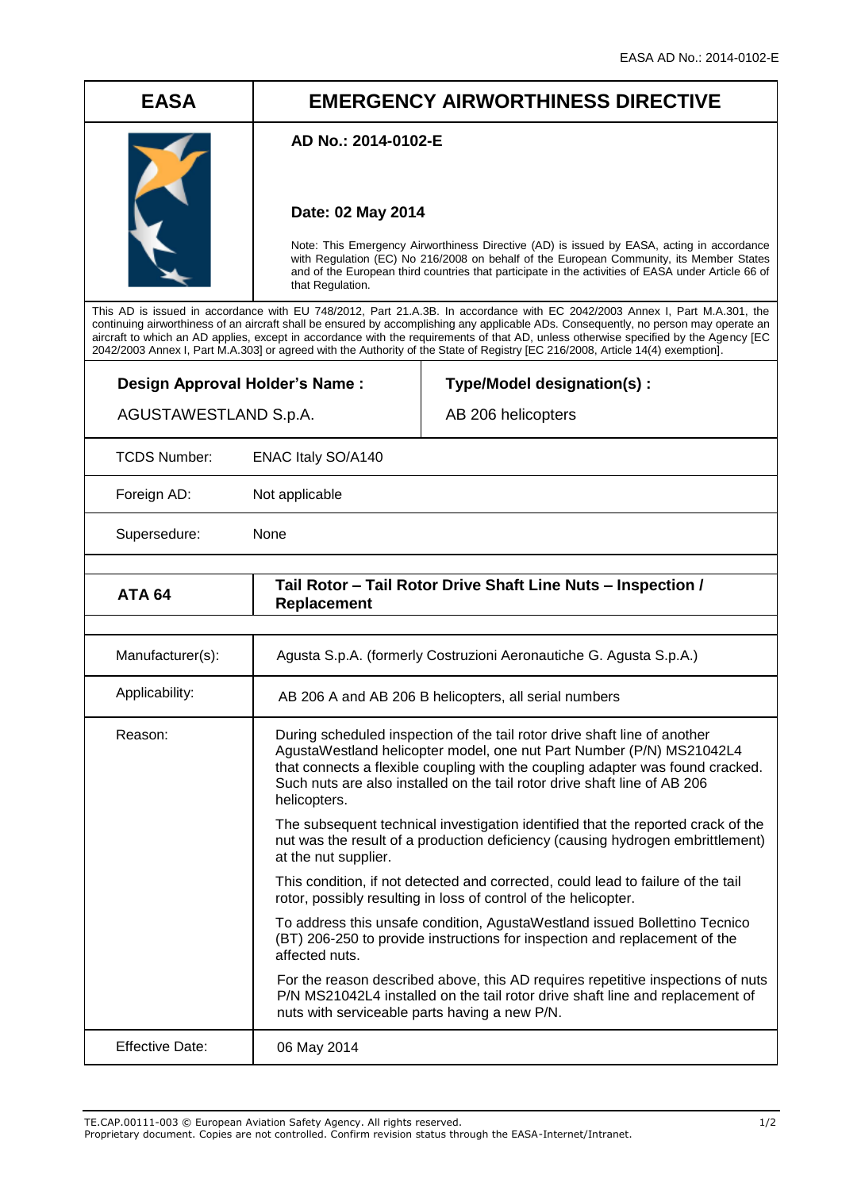| EASA | EMERGENCY AIRWORTHINESS DIRECTIVE |
|---|---|
| | **AD No.: 2014-0102-E**<br><br>**Date: 02 May 2014**<br><br>Note: This Emergency Airworthiness Directive (AD) is issued by EASA, acting in accordance with Regulation (EC) No 216/2008 on behalf of the European Community, its Member States and of the European third countries that participate in the activities of EASA under Article 66 of that Regulation. |

This AD is issued in accordance with EU 748/2012, Part 21.A.3B. In accordance with EC 2042/2003 Annex I, Part M.A.301, the continuing airworthiness of an aircraft shall be ensured by accomplishing any applicable ADs. Consequently, no person may operate an aircraft to which an AD applies, except in accordance with the requirements of that AD, unless otherwise specified by the Agency [EC 2042/2003 Annex I, Part M.A.303] or agreed with the Authority of the State of Registry [EC 216/2008, Article 14(4) exemption].

| **Design Approval Holder's Name :** | **Type/Model designation(s) :** |
|---|---|
| AGUSTAWESTLAND S.p.A. | AB 206 helicopters |

| | |
|---|---|
| TCDS Number: | ENAC Italy SO/A140 |
| Foreign AD: | Not applicable |
| Supersedure: | None |

| **ATA 64** | **Tail Rotor – Tail Rotor Drive Shaft Line Nuts – Inspection / Replacement** |
|---|---|
| Manufacturer(s): | Agusta S.p.A. (formerly Costruzioni Aeronautiche G. Agusta S.p.A.) |
| Applicability: | AB 206 A and AB 206 B helicopters, all serial numbers |
| Reason: | During scheduled inspection of the tail rotor drive shaft line of another AgustaWestland helicopter model, one nut Part Number (P/N) MS21042L4 that connects a flexible coupling with the coupling adapter was found cracked. Such nuts are also installed on the tail rotor drive shaft line of AB 206 helicopters.<br><br>The subsequent technical investigation identified that the reported crack of the nut was the result of a production deficiency (causing hydrogen embrittlement) at the nut supplier.<br><br>This condition, if not detected and corrected, could lead to failure of the tail rotor, possibly resulting in loss of control of the helicopter.<br><br>To address this unsafe condition, AgustaWestland issued Bollettino Tecnico (BT) 206-250 to provide instructions for inspection and replacement of the affected nuts.<br><br>For the reason described above, this AD requires repetitive inspections of nuts P/N MS21042L4 installed on the tail rotor drive shaft line and replacement of nuts with serviceable parts having a new P/N. |
| Effective Date: | 06 May 2014 |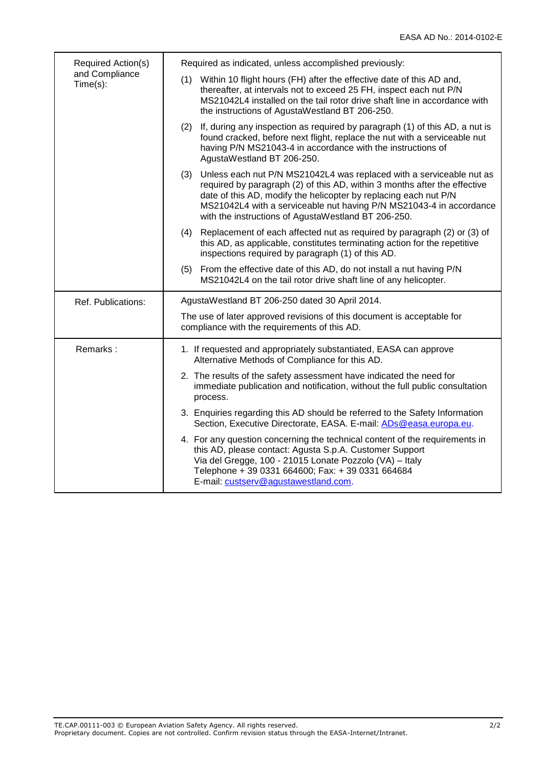| | |
|---|---|
| Required Action(s) and Compliance Time(s): | Required as indicated, unless accomplished previously:<br><br>(1) Within 10 flight hours (FH) after the effective date of this AD and, thereafter, at intervals not to exceed 25 FH, inspect each nut P/N MS21042L4 installed on the tail rotor drive shaft line in accordance with the instructions of AgustaWestland BT 206-250.<br><br>(2) If, during any inspection as required by paragraph (1) of this AD, a nut is found cracked, before next flight, replace the nut with a serviceable nut having P/N MS21043-4 in accordance with the instructions of AgustaWestland BT 206-250.<br><br>(3) Unless each nut P/N MS21042L4 was replaced with a serviceable nut as required by paragraph (2) of this AD, within 3 months after the effective date of this AD, modify the helicopter by replacing each nut P/N MS21042L4 with a serviceable nut having P/N MS21043-4 in accordance with the instructions of AgustaWestland BT 206-250.<br><br>(4) Replacement of each affected nut as required by paragraph (2) or (3) of this AD, as applicable, constitutes terminating action for the repetitive inspections required by paragraph (1) of this AD.<br><br>(5) From the effective date of this AD, do not install a nut having P/N MS21042L4 on the tail rotor drive shaft line of any helicopter. |
| Ref. Publications: | AgustaWestland BT 206-250 dated 30 April 2014.<br><br>The use of later approved revisions of this document is acceptable for compliance with the requirements of this AD. |
| Remarks : | 1. If requested and appropriately substantiated, EASA can approve Alternative Methods of Compliance for this AD.<br><br>2. The results of the safety assessment have indicated the need for immediate publication and notification, without the full public consultation process.<br><br>3. Enquiries regarding this AD should be referred to the Safety Information Section, Executive Directorate, EASA. E-mail: ADs@easa.europa.eu.<br><br>4. For any question concerning the technical content of the requirements in this AD, please contact: Agusta S.p.A. Customer Support<br>Via del Gregge, 100 - 21015 Lonate Pozzolo (VA) – Italy<br>Telephone + 39 0331 664600; Fax: + 39 0331 664684<br>E-mail: custserv@agustawestland.com. |